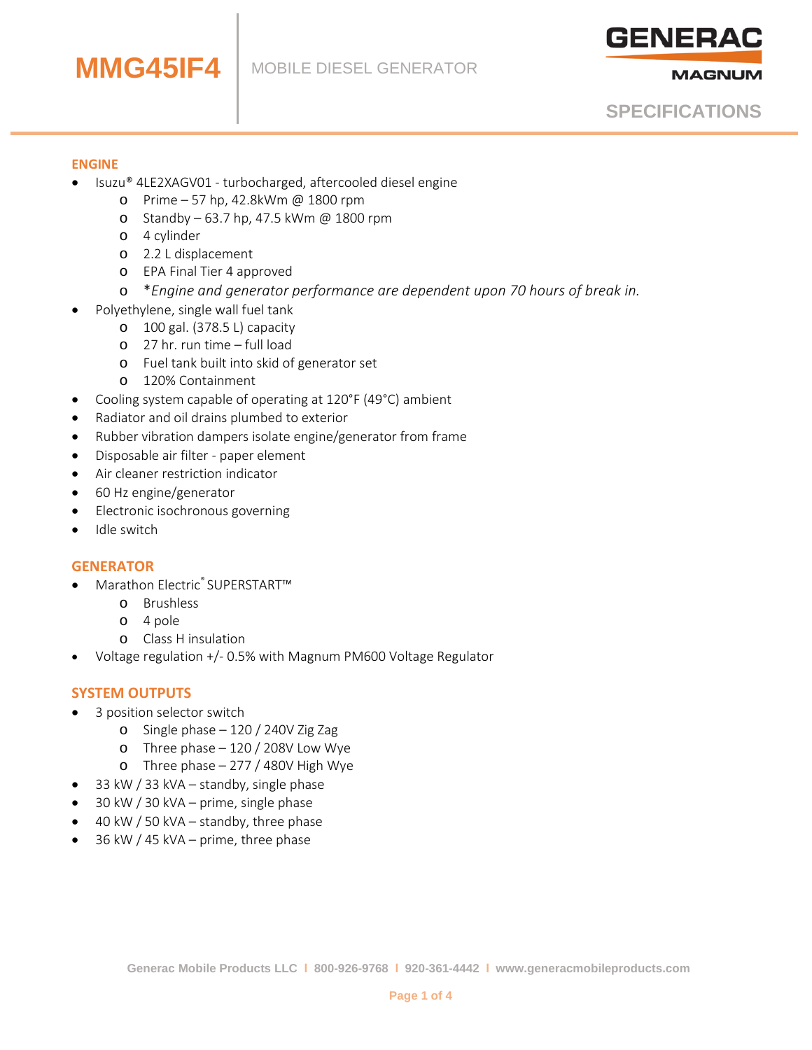# MMG45IF4

MOBILE DIESEL GENERATOR

GENERAC MAGNUM

SPECIFICATIONS

## ENGINE

- Isuzu® 4LE2XAGV01 - turbocharged, aftercooled diesel engine
  - Prime – 57 hp, 42.8kWm @ 1800 rpm
  - Standby – 63.7 hp, 47.5 kWm @ 1800 rpm
  - 4 cylinder
  - 2.2 L displacement
  - EPA Final Tier 4 approved
  - **Engine and generator performance are dependent upon 70 hours of break in.*
- Polyethylene, single wall fuel tank
  - 100 gal. (378.5 L) capacity
  - 27 hr. run time – full load
  - Fuel tank built into skid of generator set
  - 120% Containment
- Cooling system capable of operating at 120°F (49°C) ambient
- Radiator and oil drains plumbed to exterior
- Rubber vibration dampers isolate engine/generator from frame
- Disposable air filter - paper element
- Air cleaner restriction indicator
- 60 Hz engine/generator
- Electronic isochronous governing
- Idle switch

## GENERATOR

- Marathon Electric® SUPERSTART™
  - Brushless
  - 4 pole
  - Class H insulation
- Voltage regulation +/- 0.5% with Magnum PM600 Voltage Regulator

## SYSTEM OUTPUTS

- 3 position selector switch
  - Single phase – 120 / 240V Zig Zag
  - Three phase – 120 / 208V Low Wye
  - Three phase – 277 / 480V High Wye
- 33 kW / 33 kVA – standby, single phase
- 30 kW / 30 kVA – prime, single phase
- 40 kW / 50 kVA – standby, three phase
- 36 kW / 45 kVA – prime, three phase

Generac Mobile Products LLC | 800-926-9768 | 920-361-4442 | www.generacmobileproducts.com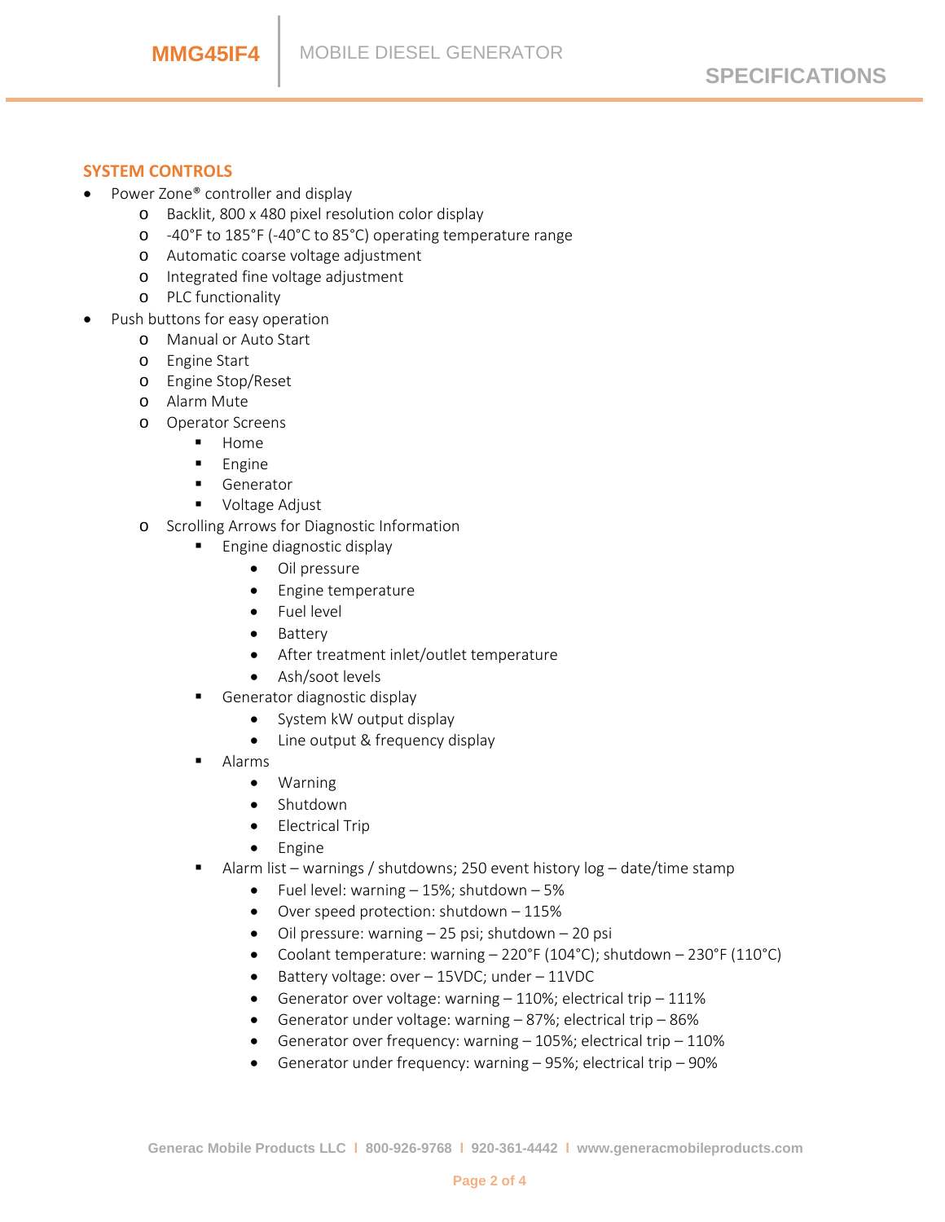## SYSTEM CONTROLS

- Power Zone® controller and display
    - Backlit, 800 x 480 pixel resolution color display
    - -40°F to 185°F (-40°C to 85°C) operating temperature range
    - Automatic coarse voltage adjustment
    - Integrated fine voltage adjustment
    - PLC functionality
- Push buttons for easy operation
    - Manual or Auto Start
    - Engine Start
    - Engine Stop/Reset
    - Alarm Mute
    - Operator Screens
        - Home
        - Engine
        - Generator
        - Voltage Adjust
    - Scrolling Arrows for Diagnostic Information
        - Engine diagnostic display
            - Oil pressure
            - Engine temperature
            - Fuel level
            - Battery
            - After treatment inlet/outlet temperature
            - Ash/soot levels
        - Generator diagnostic display
            - System kW output display
            - Line output & frequency display
        - Alarms
            - Warning
            - Shutdown
            - Electrical Trip
            - Engine
        - Alarm list – warnings / shutdowns; 250 event history log – date/time stamp
            - Fuel level: warning – 15%; shutdown – 5%
            - Over speed protection: shutdown – 115%
            - Oil pressure: warning – 25 psi; shutdown – 20 psi
            - Coolant temperature: warning – 220°F (104°C); shutdown – 230°F (110°C)
            - Battery voltage: over – 15VDC; under – 11VDC
            - Generator over voltage: warning – 110%; electrical trip – 111%
            - Generator under voltage: warning – 87%; electrical trip – 86%
            - Generator over frequency: warning – 105%; electrical trip – 110%
            - Generator under frequency: warning – 95%; electrical trip – 90%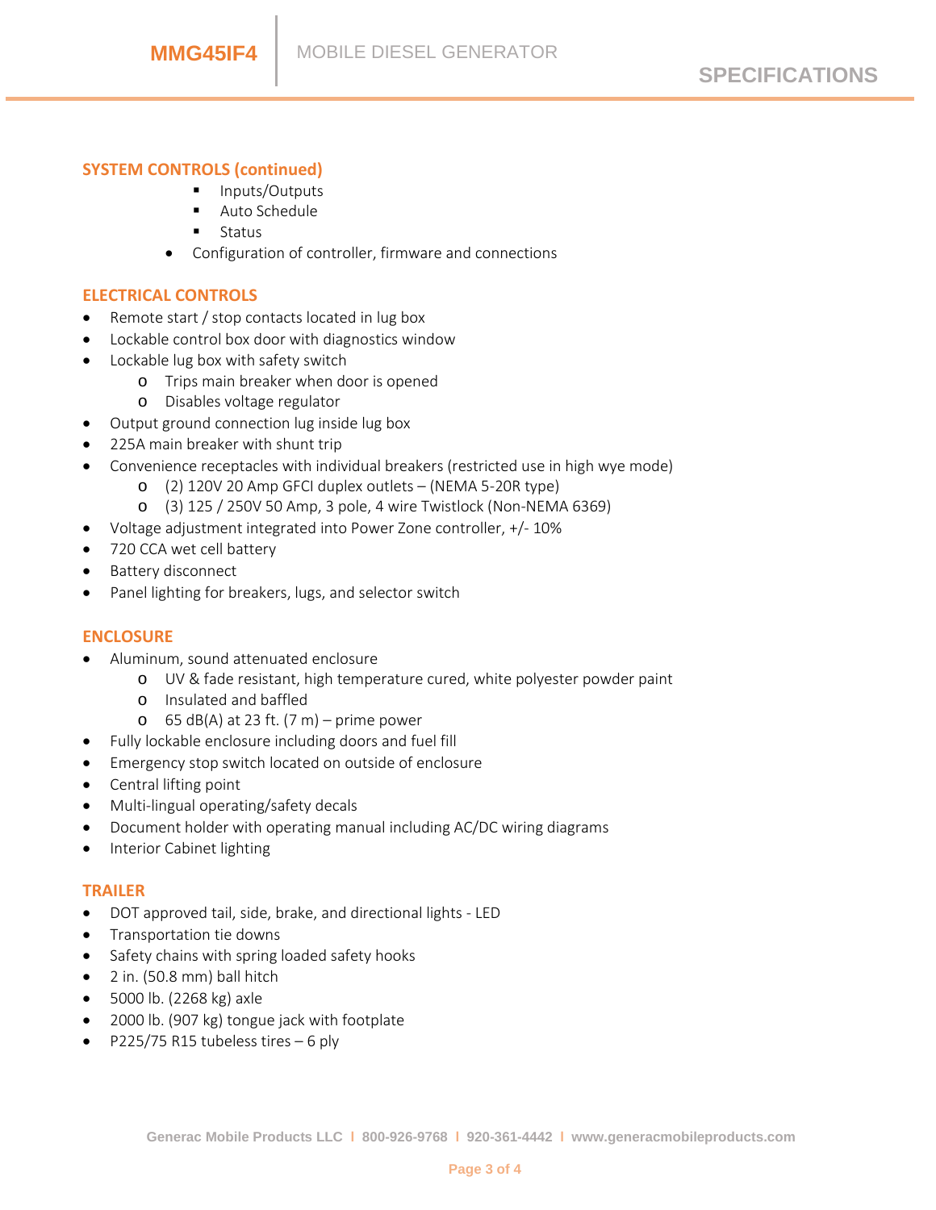## SYSTEM CONTROLS (continued)

        - Inputs/Outputs
        - Auto Schedule
        - Status
    - Configuration of controller, firmware and connections

## ELECTRICAL CONTROLS

- Remote start / stop contacts located in lug box
- Lockable control box door with diagnostics window
- Lockable lug box with safety switch
    - Trips main breaker when door is opened
    - Disables voltage regulator
- Output ground connection lug inside lug box
- 225A main breaker with shunt trip
- Convenience receptacles with individual breakers (restricted use in high wye mode)
    - (2) 120V 20 Amp GFCI duplex outlets – (NEMA 5-20R type)
    - (3) 125 / 250V 50 Amp, 3 pole, 4 wire Twistlock (Non-NEMA 6369)
- Voltage adjustment integrated into Power Zone controller, +/- 10%
- 720 CCA wet cell battery
- Battery disconnect
- Panel lighting for breakers, lugs, and selector switch

## ENCLOSURE

- Aluminum, sound attenuated enclosure
    - UV & fade resistant, high temperature cured, white polyester powder paint
    - Insulated and baffled
    - 65 dB(A) at 23 ft. (7 m) – prime power
- Fully lockable enclosure including doors and fuel fill
- Emergency stop switch located on outside of enclosure
- Central lifting point
- Multi-lingual operating/safety decals
- Document holder with operating manual including AC/DC wiring diagrams
- Interior Cabinet lighting

## TRAILER

- DOT approved tail, side, brake, and directional lights - LED
- Transportation tie downs
- Safety chains with spring loaded safety hooks
- 2 in. (50.8 mm) ball hitch
- 5000 lb. (2268 kg) axle
- 2000 lb. (907 kg) tongue jack with footplate
- P225/75 R15 tubeless tires – 6 ply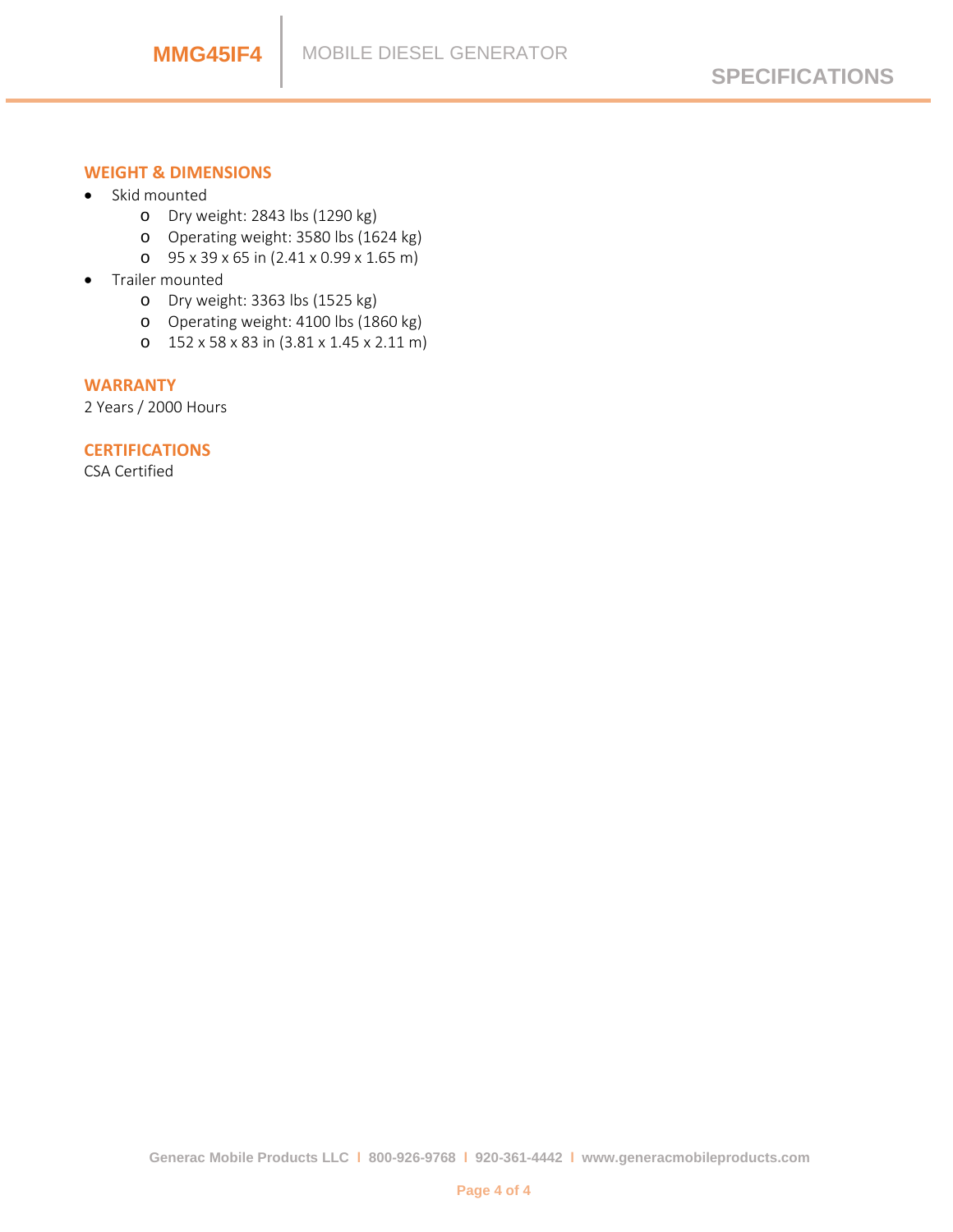## WEIGHT & DIMENSIONS

- Skid mounted
  - Dry weight: 2843 lbs (1290 kg)
  - Operating weight: 3580 lbs (1624 kg)
  - 95 x 39 x 65 in (2.41 x 0.99 x 1.65 m)
- Trailer mounted
  - Dry weight: 3363 lbs (1525 kg)
  - Operating weight: 4100 lbs (1860 kg)
  - 152 x 58 x 83 in (3.81 x 1.45 x 2.11 m)

## WARRANTY

2 Years / 2000 Hours

## CERTIFICATIONS

CSA Certified